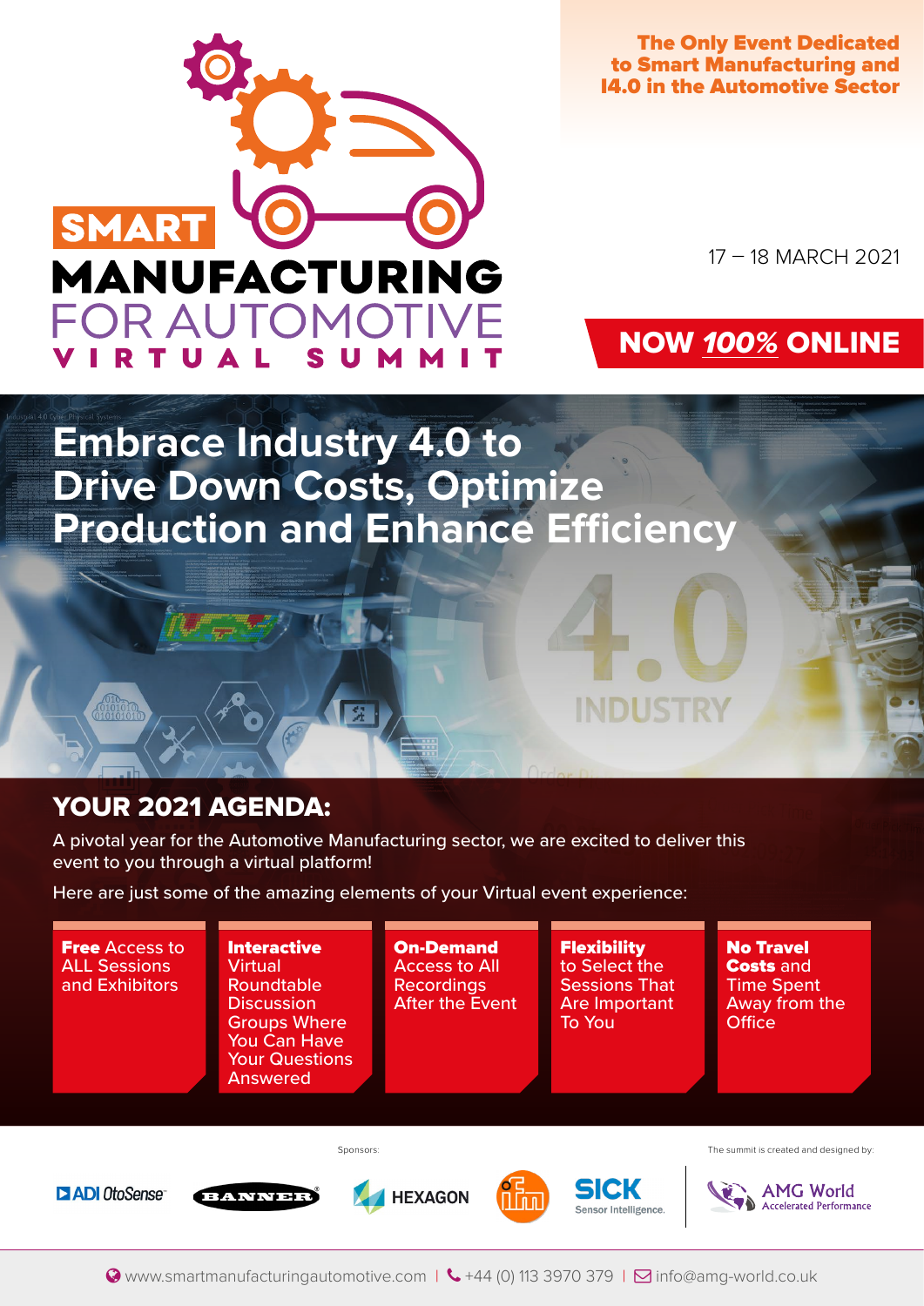# SMART MANUFACTURING FOR AUTOMOTIVE VIRTUAL SUMMIT

**The Only Event Dedicated to Smart Manufacturing and I4.0 in the Automotive Sector**

17 – 18 MARCH 2021

**NOW *100%* ONLINE**

# Embrace Industry 4.0 to Drive Down Costs, Optimize Production and Enhance Efficiency

## YOUR 2021 AGENDA:

A pivotal year for the Automotive Manufacturing sector, we are excited to deliver this event to you through a virtual platform!

Here are just some of the amazing elements of your Virtual event experience:

- **Free** Access to ALL Sessions and Exhibitors
- **Interactive** Virtual Roundtable Discussion Groups Where You Can Have Your Questions Answered
- **On-Demand** Access to All Recordings After the Event
- **Flexibility** to Select the Sessions That Are Important To You
- **No Travel Costs** and Time Spent Away from the Office

Sponsors:

ADI OtoSense | BANNER | HEXAGON | ifm | SICK Sensor Intelligence.

The summit is created and designed by:

AMG World Accelerated Performance

www.smartmanufacturingautomotive.com | +44 (0) 113 3970 379 | info@amg-world.co.uk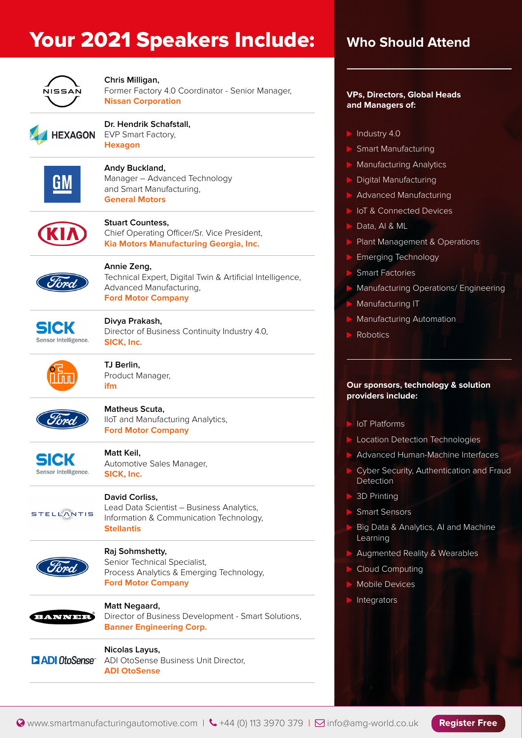# Your 2021 Speakers Include:

**Chris Milligan,**
Former Factory 4.0 Coordinator - Senior Manager,
**Nissan Corporation**

**Dr. Hendrik Schafstall,**
EVP Smart Factory,
**Hexagon**

**Andy Buckland,**
Manager – Advanced Technology and Smart Manufacturing,
**General Motors**

**Stuart Countess,**
Chief Operating Officer/Sr. Vice President,
**Kia Motors Manufacturing Georgia, Inc.**

**Annie Zeng,**
Technical Expert, Digital Twin & Artificial Intelligence, Advanced Manufacturing,
**Ford Motor Company**

**Divya Prakash,**
Director of Business Continuity Industry 4.0,
**SICK, Inc.**

**TJ Berlin,**
Product Manager,
**ifm**

**Matheus Scuta,**
IIoT and Manufacturing Analytics,
**Ford Motor Company**

**Matt Keil,**
Automotive Sales Manager,
**SICK, Inc.**

**David Corliss,**
Lead Data Scientist – Business Analytics, Information & Communication Technology,
**Stellantis**

**Raj Sohmshetty,**
Senior Technical Specialist,
Process Analytics & Emerging Technology,
**Ford Motor Company**

**Matt Negaard,**
Director of Business Development - Smart Solutions,
**Banner Engineering Corp.**

**Nicolas Layus,**
ADI OtoSense Business Unit Director,
**ADI OtoSense**

## Who Should Attend

**VPs, Directors, Global Heads and Managers of:**

- Industry 4.0
- Smart Manufacturing
- Manufacturing Analytics
- Digital Manufacturing
- Advanced Manufacturing
- IoT & Connected Devices
- Data, AI & ML
- Plant Management & Operations
- Emerging Technology
- Smart Factories
- Manufacturing Operations/ Engineering
- Manufacturing IT
- Manufacturing Automation
- Robotics

**Our sponsors, technology & solution providers include:**

- IoT Platforms
- Location Detection Technologies
- Advanced Human-Machine Interfaces
- Cyber Security, Authentication and Fraud Detection
- 3D Printing
- Smart Sensors
- Big Data & Analytics, AI and Machine Learning
- Augmented Reality & Wearables
- Cloud Computing
- Mobile Devices
- Integrators

www.smartmanufacturingautomotive.com | +44 (0) 113 3970 379 | info@amg-world.co.uk | **Register Free**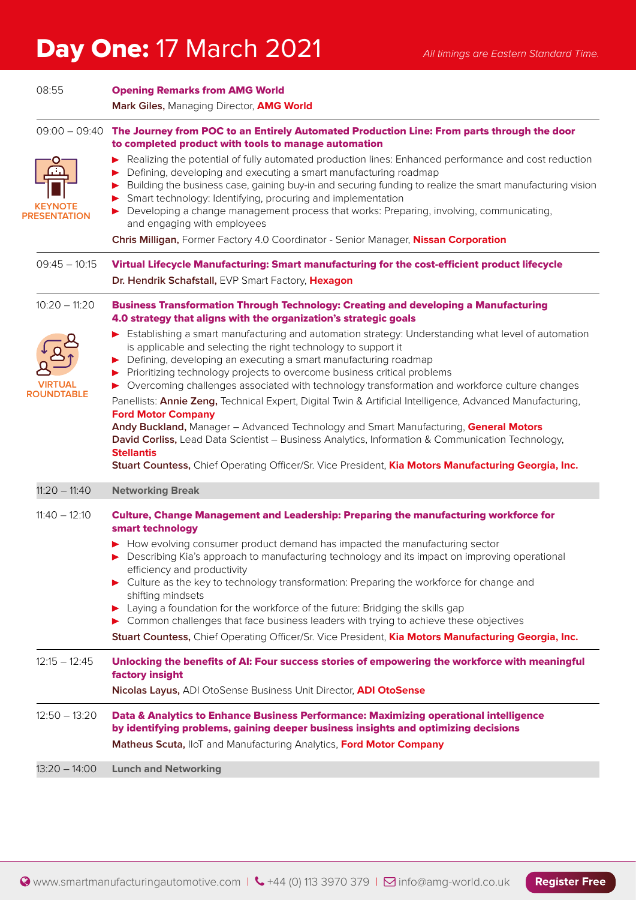# **Day One:** 17 March 2021

*All timings are Eastern Standard Time.*

08:55 **Opening Remarks from AMG World**

**Mark Giles,** Managing Director, **AMG World**

---

09:00 – 09:40 **The Journey from POC to an Entirely Automated Production Line: From parts through the door to completed product with tools to manage automation**

KEYNOTE PRESENTATION

- Realizing the potential of fully automated production lines: Enhanced performance and cost reduction
- Defining, developing and executing a smart manufacturing roadmap
- Building the business case, gaining buy-in and securing funding to realize the smart manufacturing vision
- Smart technology: Identifying, procuring and implementation
- Developing a change management process that works: Preparing, involving, communicating, and engaging with employees

**Chris Milligan,** Former Factory 4.0 Coordinator - Senior Manager, **Nissan Corporation**

---

09:45 – 10:15 **Virtual Lifecycle Manufacturing: Smart manufacturing for the cost-efficient product lifecycle**

**Dr. Hendrik Schafstall,** EVP Smart Factory, **Hexagon**

---

10:20 – 11:20 **Business Transformation Through Technology: Creating and developing a Manufacturing 4.0 strategy that aligns with the organization's strategic goals**

VIRTUAL ROUNDTABLE

- Establishing a smart manufacturing and automation strategy: Understanding what level of automation is applicable and selecting the right technology to support it
- Defining, developing an executing a smart manufacturing roadmap
- Prioritizing technology projects to overcome business critical problems
- Overcoming challenges associated with technology transformation and workforce culture changes

Panellists: **Annie Zeng,** Technical Expert, Digital Twin & Artificial Intelligence, Advanced Manufacturing, **Ford Motor Company**

**Andy Buckland,** Manager – Advanced Technology and Smart Manufacturing, **General Motors**

**David Corliss,** Lead Data Scientist – Business Analytics, Information & Communication Technology, **Stellantis**

**Stuart Countess,** Chief Operating Officer/Sr. Vice President, **Kia Motors Manufacturing Georgia, Inc.**

---

11:20 – 11:40 **Networking Break**

---

11:40 – 12:10 **Culture, Change Management and Leadership: Preparing the manufacturing workforce for smart technology**

- How evolving consumer product demand has impacted the manufacturing sector
- Describing Kia's approach to manufacturing technology and its impact on improving operational efficiency and productivity
- Culture as the key to technology transformation: Preparing the workforce for change and shifting mindsets
- Laying a foundation for the workforce of the future: Bridging the skills gap
- Common challenges that face business leaders with trying to achieve these objectives

**Stuart Countess,** Chief Operating Officer/Sr. Vice President, **Kia Motors Manufacturing Georgia, Inc.**

---

12:15 – 12:45 **Unlocking the benefits of AI: Four success stories of empowering the workforce with meaningful factory insight**

**Nicolas Layus,** ADI OtoSense Business Unit Director, **ADI OtoSense**

---

12:50 – 13:20 **Data & Analytics to Enhance Business Performance: Maximizing operational intelligence by identifying problems, gaining deeper business insights and optimizing decisions**

**Matheus Scuta,** IIoT and Manufacturing Analytics, **Ford Motor Company**

---

13:20 – 14:00 **Lunch and Networking**

www.smartmanufacturingautomotive.com | +44 (0) 113 3970 379 | info@amg-world.co.uk **Register Free**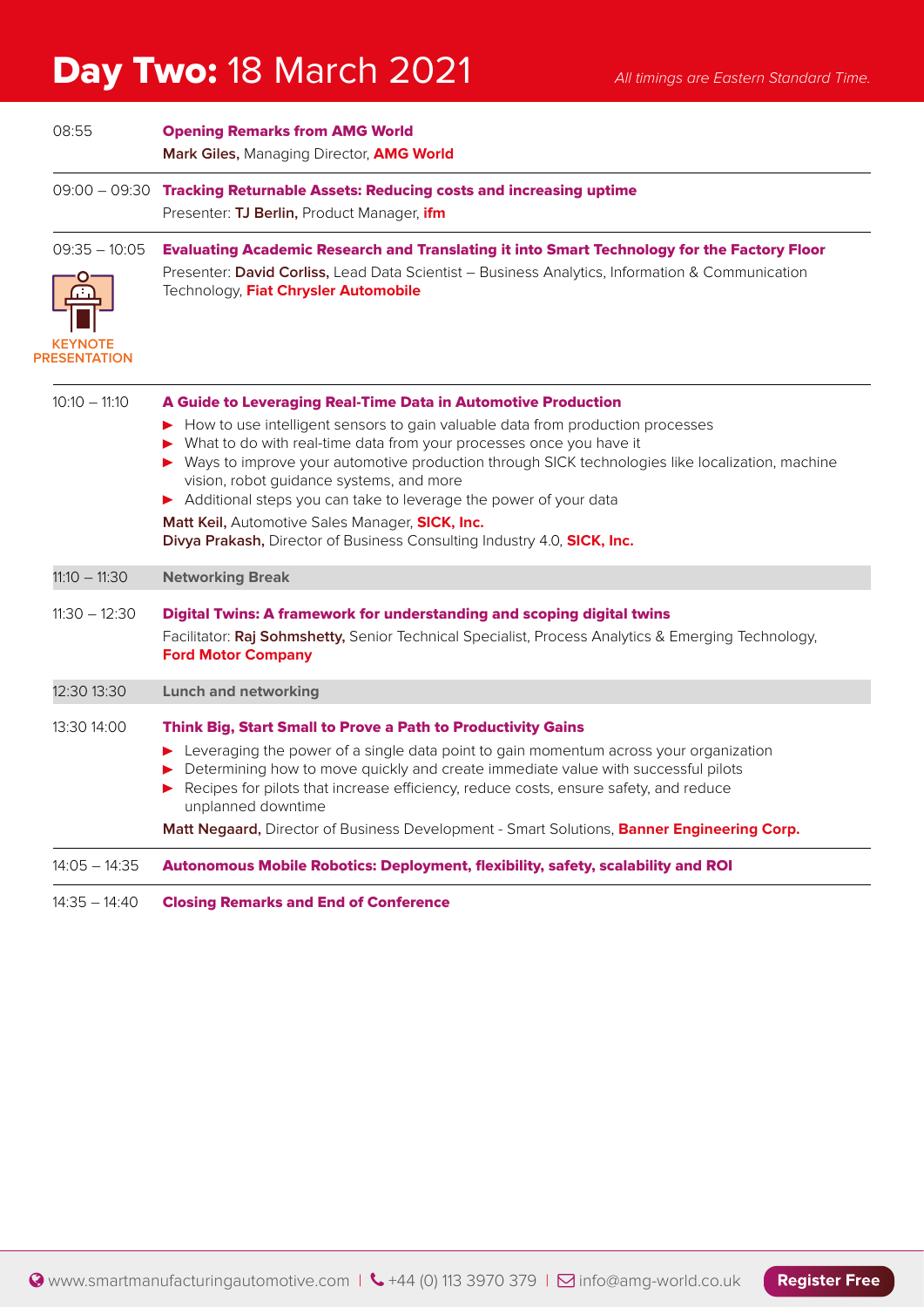# **Day Two:** 18 March 2021

*All timings are Eastern Standard Time.*

08:55 — **Opening Remarks from AMG World**
**Mark Giles,** Managing Director, **AMG World**

09:00 – 09:30 — **Tracking Returnable Assets: Reducing costs and increasing uptime**
Presenter: **TJ Berlin,** Product Manager, **ifm**

09:35 – 10:05 — **Evaluating Academic Research and Translating it into Smart Technology for the Factory Floor**
KEYNOTE PRESENTATION
Presenter: **David Corliss,** Lead Data Scientist – Business Analytics, Information & Communication Technology, **Fiat Chrysler Automobile**

10:10 – 11:10 — **A Guide to Leveraging Real-Time Data in Automotive Production**

- How to use intelligent sensors to gain valuable data from production processes
- What to do with real-time data from your processes once you have it
- Ways to improve your automotive production through SICK technologies like localization, machine vision, robot guidance systems, and more
- Additional steps you can take to leverage the power of your data

**Matt Keil,** Automotive Sales Manager, **SICK, Inc.**
**Divya Prakash,** Director of Business Consulting Industry 4.0, **SICK, Inc.**

11:10 – 11:30 — **Networking Break**

11:30 – 12:30 — **Digital Twins: A framework for understanding and scoping digital twins**
Facilitator: **Raj Sohmshetty,** Senior Technical Specialist, Process Analytics & Emerging Technology, **Ford Motor Company**

12:30 13:30 — **Lunch and networking**

13:30 14:00 — **Think Big, Start Small to Prove a Path to Productivity Gains**

- Leveraging the power of a single data point to gain momentum across your organization
- Determining how to move quickly and create immediate value with successful pilots
- Recipes for pilots that increase efficiency, reduce costs, ensure safety, and reduce unplanned downtime

**Matt Negaard,** Director of Business Development - Smart Solutions, **Banner Engineering Corp.**

14:05 – 14:35 — **Autonomous Mobile Robotics: Deployment, flexibility, safety, scalability and ROI**

14:35 – 14:40 — **Closing Remarks and End of Conference**

www.smartmanufacturingautomotive.com | +44 (0) 113 3970 379 | info@amg-world.co.uk | **Register Free**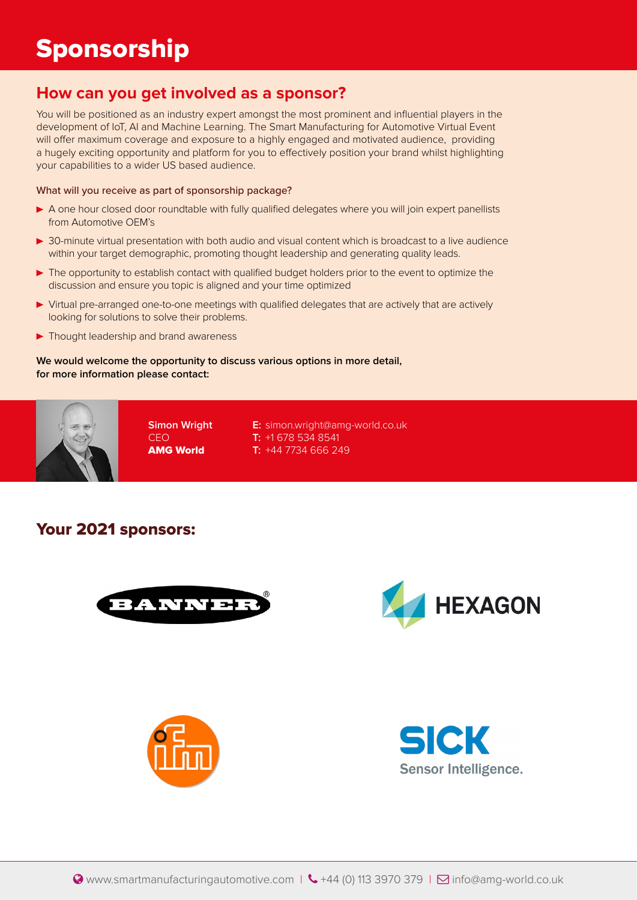# Sponsorship

## How can you get involved as a sponsor?

You will be positioned as an industry expert amongst the most prominent and influential players in the development of IoT, AI and Machine Learning. The Smart Manufacturing for Automotive Virtual Event will offer maximum coverage and exposure to a highly engaged and motivated audience, providing a hugely exciting opportunity and platform for you to effectively position your brand whilst highlighting your capabilities to a wider US based audience.

### What will you receive as part of sponsorship package?

- A one hour closed door roundtable with fully qualified delegates where you will join expert panellists from Automotive OEM's
- 30-minute virtual presentation with both audio and visual content which is broadcast to a live audience within your target demographic, promoting thought leadership and generating quality leads.
- The opportunity to establish contact with qualified budget holders prior to the event to optimize the discussion and ensure you topic is aligned and your time optimized
- Virtual pre-arranged one-to-one meetings with qualified delegates that are actively that are actively looking for solutions to solve their problems.
- Thought leadership and brand awareness

**We would welcome the opportunity to discuss various options in more detail, for more information please contact:**

**Simon Wright**
CEO
**AMG World**

**E:** simon.wright@amg-world.co.uk
**T:** +1 678 534 8541
**T:** +44 7734 666 249

## Your 2021 sponsors:

BANNER®

HEXAGON

ifm

SICK
Sensor Intelligence.

www.smartmanufacturingautomotive.com | +44 (0) 113 3970 379 | info@amg-world.co.uk